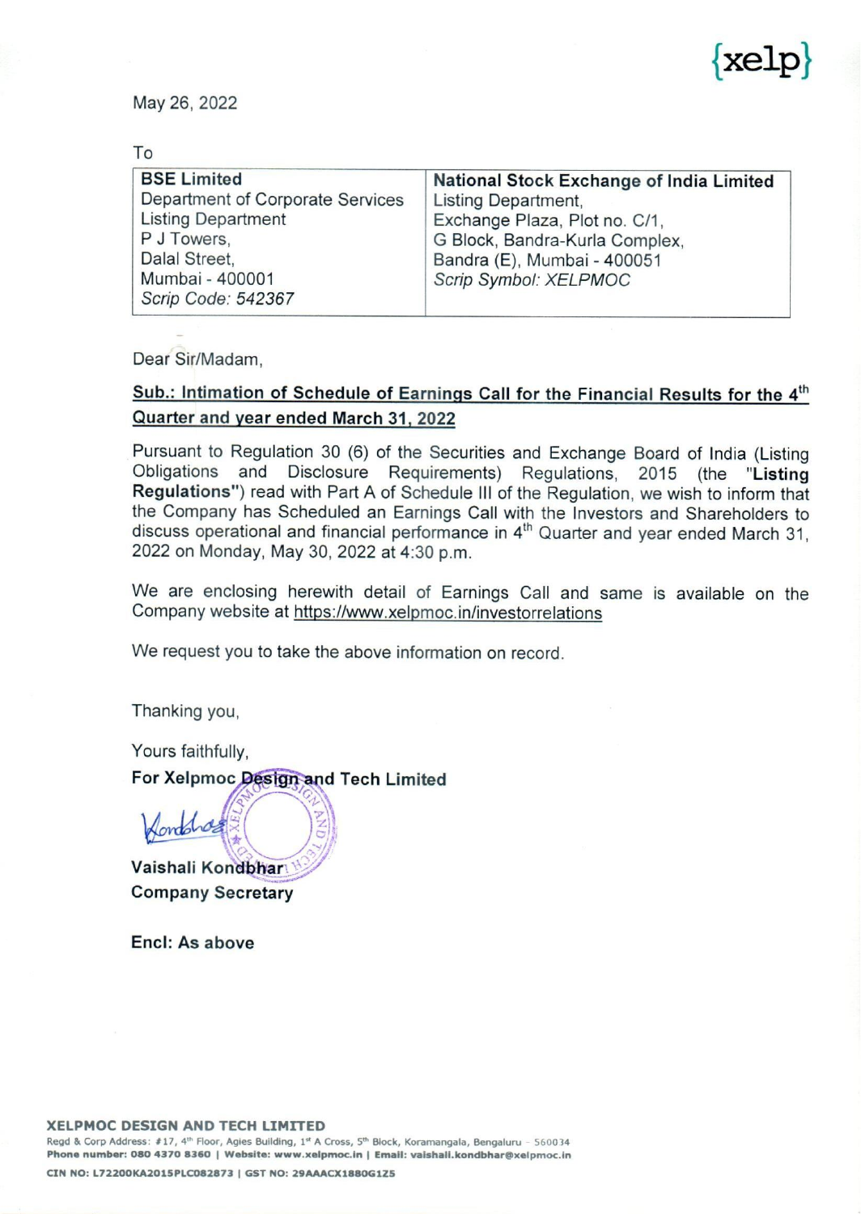{xelp}

May 26, 2022

To

| BSE Limited | National Stock Exchange of India Limited |
|---|---|
| Department of Corporate Services<br>Listing Department<br>P J Towers,<br>Dalal Street,<br>Mumbai - 400001<br>*Scrip Code: 542367* | Listing Department,<br>Exchange Plaza, Plot no. C/1,<br>G Block, Bandra-Kurla Complex,<br>Bandra (E), Mumbai - 400051<br>*Scrip Symbol: XELPMOC* |

Dear Sir/Madam,

**Sub.: Intimation of Schedule of Earnings Call for the Financial Results for the 4th Quarter and year ended March 31, 2022**

Pursuant to Regulation 30 (6) of the Securities and Exchange Board of India (Listing Obligations and Disclosure Requirements) Regulations, 2015 (the "**Listing Regulations**") read with Part A of Schedule III of the Regulation, we wish to inform that the Company has Scheduled an Earnings Call with the Investors and Shareholders to discuss operational and financial performance in 4th Quarter and year ended March 31, 2022 on Monday, May 30, 2022 at 4:30 p.m.

We are enclosing herewith detail of Earnings Call and same is available on the Company website at https://www.xelpmoc.in/investorrelations

We request you to take the above information on record.

Thanking you,

Yours faithfully,

**For Xelpmoc Design and Tech Limited**

**Vaishali Kondbhar**
**Company Secretary**

**Encl: As above**

**XELPMOC DESIGN AND TECH LIMITED**
Regd & Corp Address: #17, 4th Floor, Agies Building, 1st A Cross, 5th Block, Koramangala, Bengaluru - 560034
**Phone number: 080 4370 8360 | Website: www.xelpmoc.in | Email: vaishali.kondbhar@xelpmoc.in**
**CIN NO: L72200KA2015PLC082873 | GST NO: 29AAACX1880G1Z5**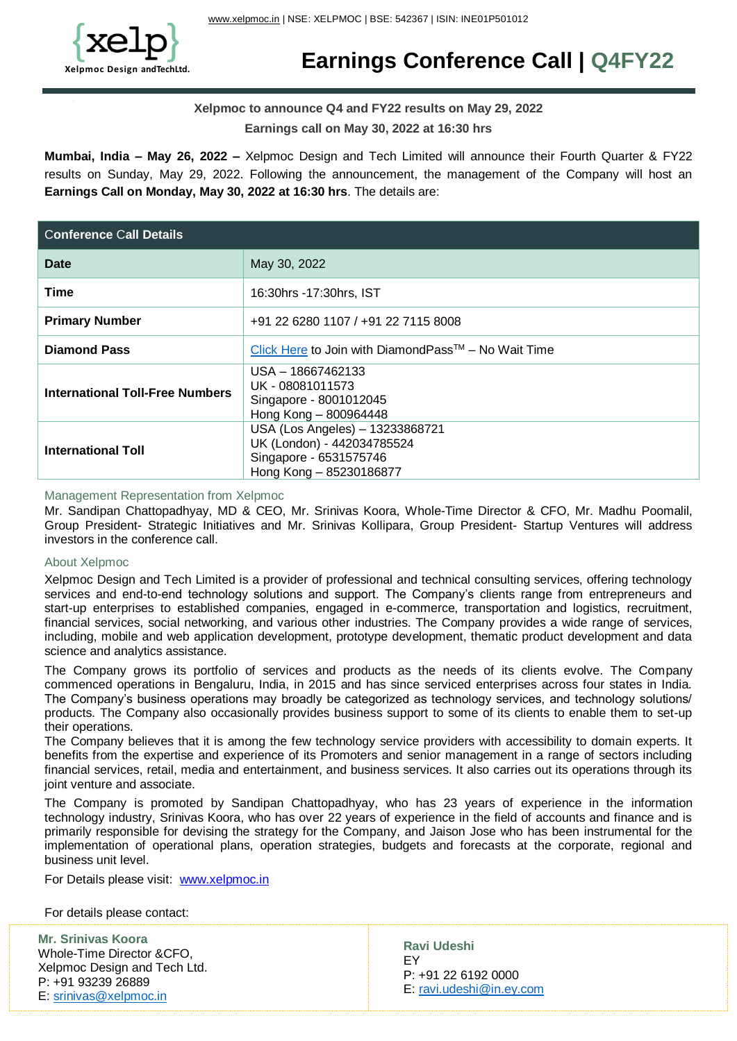www.xelpmoc.in | NSE: XELPMOC | BSE: 542367 | ISIN: INE01P501012

{xelp}
Xelpmoc Design andTechLtd.

# Earnings Conference Call | Q4FY22

**Xelpmoc to announce Q4 and FY22 results on May 29, 2022**

**Earnings call on May 30, 2022 at 16:30 hrs**

**Mumbai, India – May 26, 2022 –** Xelpmoc Design and Tech Limited will announce their Fourth Quarter & FY22 results on Sunday, May 29, 2022. Following the announcement, the management of the Company will host an **Earnings Call on Monday, May 30, 2022 at 16:30 hrs**. The details are:

| Conference Call Details | |
|---|---|
| **Date** | May 30, 2022 |
| **Time** | 16:30hrs -17:30hrs, IST |
| **Primary Number** | +91 22 6280 1107 / +91 22 7115 8008 |
| **Diamond Pass** | Click Here to Join with DiamondPass™ – No Wait Time |
| **International Toll-Free Numbers** | USA – 18667462133<br>UK - 08081011573<br>Singapore - 8001012045<br>Hong Kong – 800964448 |
| **International Toll** | USA (Los Angeles) – 13233868721<br>UK (London) - 442034785524<br>Singapore - 6531575746<br>Hong Kong – 85230186877 |

## Management Representation from Xelpmoc

Mr. Sandipan Chattopadhyay, MD & CEO, Mr. Srinivas Koora, Whole-Time Director & CFO, Mr. Madhu Poomalil, Group President- Strategic Initiatives and Mr. Srinivas Kollipara, Group President- Startup Ventures will address investors in the conference call.

## About Xelpmoc

Xelpmoc Design and Tech Limited is a provider of professional and technical consulting services, offering technology services and end-to-end technology solutions and support. The Company's clients range from entrepreneurs and start-up enterprises to established companies, engaged in e-commerce, transportation and logistics, recruitment, financial services, social networking, and various other industries. The Company provides a wide range of services, including, mobile and web application development, prototype development, thematic product development and data science and analytics assistance.

The Company grows its portfolio of services and products as the needs of its clients evolve. The Company commenced operations in Bengaluru, India, in 2015 and has since serviced enterprises across four states in India. The Company's business operations may broadly be categorized as technology services, and technology solutions/ products. The Company also occasionally provides business support to some of its clients to enable them to set-up their operations.

The Company believes that it is among the few technology service providers with accessibility to domain experts. It benefits from the expertise and experience of its Promoters and senior management in a range of sectors including financial services, retail, media and entertainment, and business services. It also carries out its operations through its joint venture and associate.

The Company is promoted by Sandipan Chattopadhyay, who has 23 years of experience in the information technology industry, Srinivas Koora, who has over 22 years of experience in the field of accounts and finance and is primarily responsible for devising the strategy for the Company, and Jaison Jose who has been instrumental for the implementation of operational plans, operation strategies, budgets and forecasts at the corporate, regional and business unit level.

For Details please visit: www.xelpmoc.in

For details please contact:

**Mr. Srinivas Koora**
Whole-Time Director &CFO,
Xelpmoc Design and Tech Ltd.
P: +91 93239 26889
E: srinivas@xelpmoc.in

**Ravi Udeshi**
EY
P: +91 22 6192 0000
E: ravi.udeshi@in.ey.com